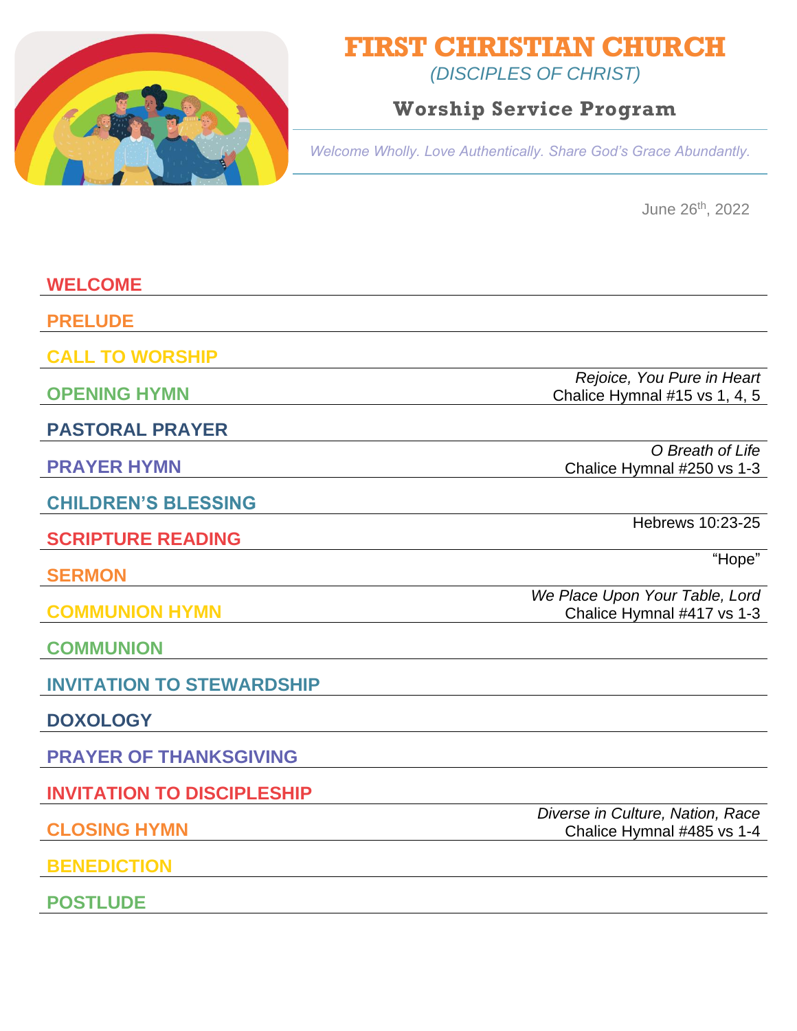# FIRST CHRISTIAN CHURCH

*(DISCIPLES OF CHRIST)*

## Worship Service Program

*Welcome Wholly. Love Authentically. Share God's Grace Abundantly.*

June 26th, 2022

**WELCOME**

**PRELUDE**

**CALL TO WORSHIP**

**OPENING HYMN** — *Rejoice, You Pure in Heart*, Chalice Hymnal #15 vs 1, 4, 5

**PASTORAL PRAYER**

**PRAYER HYMN** — *O Breath of Life*, Chalice Hymnal #250 vs 1-3

**CHILDREN'S BLESSING**

**SCRIPTURE READING** — Hebrews 10:23-25

**SERMON** — "Hope"

**COMMUNION HYMN** — *We Place Upon Your Table, Lord*, Chalice Hymnal #417 vs 1-3

**COMMUNION**

**INVITATION TO STEWARDSHIP**

**DOXOLOGY**

**PRAYER OF THANKSGIVING**

**INVITATION TO DISCIPLESHIP**

**CLOSING HYMN** — *Diverse in Culture, Nation, Race*, Chalice Hymnal #485 vs 1-4

**BENEDICTION**

**POSTLUDE**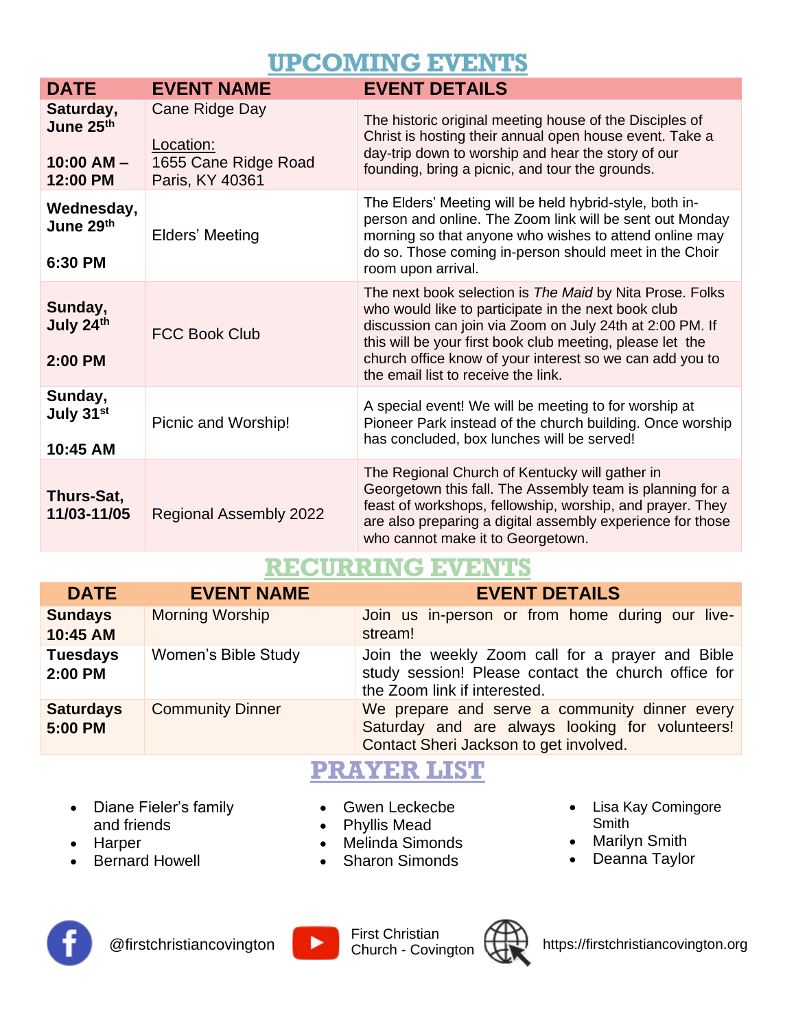## UPCOMING EVENTS

| DATE | EVENT NAME | EVENT DETAILS |
|---|---|---|
| **Saturday, June 25th** **10:00 AM – 12:00 PM** | Cane Ridge Day Location: 1655 Cane Ridge Road Paris, KY 40361 | The historic original meeting house of the Disciples of Christ is hosting their annual open house event. Take a day-trip down to worship and hear the story of our founding, bring a picnic, and tour the grounds. |
| **Wednesday, June 29th** **6:30 PM** | Elders' Meeting | The Elders' Meeting will be held hybrid-style, both in-person and online. The Zoom link will be sent out Monday morning so that anyone who wishes to attend online may do so. Those coming in-person should meet in the Choir room upon arrival. |
| **Sunday, July 24th** **2:00 PM** | FCC Book Club | The next book selection is *The Maid* by Nita Prose. Folks who would like to participate in the next book club discussion can join via Zoom on July 24th at 2:00 PM. If this will be your first book club meeting, please let the church office know of your interest so we can add you to the email list to receive the link. |
| **Sunday, July 31st** **10:45 AM** | Picnic and Worship! | A special event! We will be meeting to for worship at Pioneer Park instead of the church building. Once worship has concluded, box lunches will be served! |
| **Thurs-Sat, 11/03-11/05** | Regional Assembly 2022 | The Regional Church of Kentucky will gather in Georgetown this fall. The Assembly team is planning for a feast of workshops, fellowship, worship, and prayer. They are also preparing a digital assembly experience for those who cannot make it to Georgetown. |

## RECURRING EVENTS

| DATE | EVENT NAME | EVENT DETAILS |
|---|---|---|
| **Sundays 10:45 AM** | Morning Worship | Join us in-person or from home during our live-stream! |
| **Tuesdays 2:00 PM** | Women's Bible Study | Join the weekly Zoom call for a prayer and Bible study session! Please contact the church office for the Zoom link if interested. |
| **Saturdays 5:00 PM** | Community Dinner | We prepare and serve a community dinner every Saturday and are always looking for volunteers! Contact Sheri Jackson to get involved. |

## PRAYER LIST

- Diane Fieler's family and friends
- Harper
- Bernard Howell
- Gwen Leckecbe
- Phyllis Mead
- Melinda Simonds
- Sharon Simonds
- Lisa Kay Comingore Smith
- Marilyn Smith
- Deanna Taylor

@firstchristiancovington

First Christian Church - Covington

https://firstchristiancovington.org